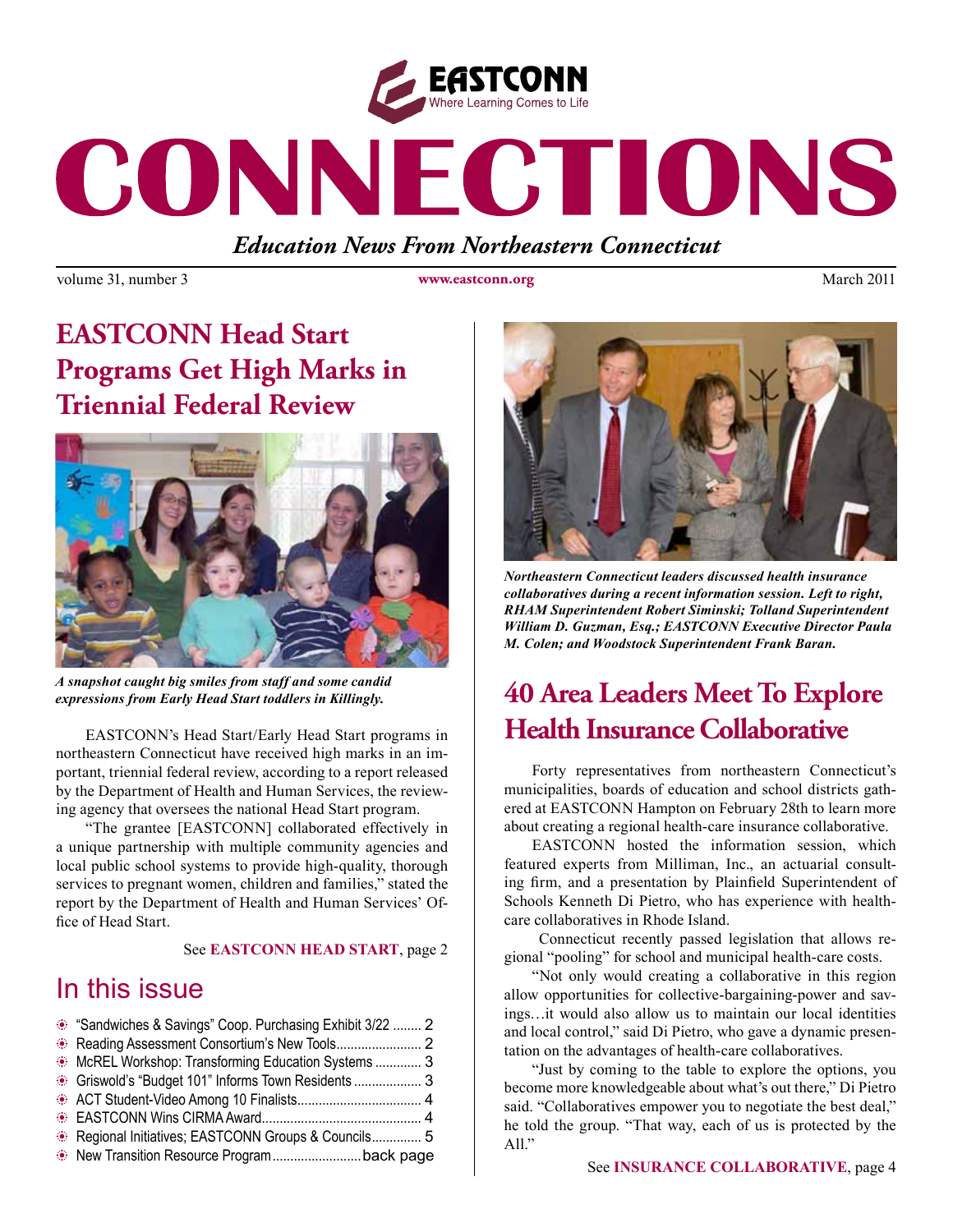# CONNECTIONS

EASTCONN Where Learning Comes to Life

*Education News From Northeastern Connecticut*

volume 31, number 3 | www.eastconn.org | March 2011

## EASTCONN Head Start Programs Get High Marks in Triennial Federal Review

***A snapshot caught big smiles from staff and some candid expressions from Early Head Start toddlers in Killingly.***

EASTCONN's Head Start/Early Head Start programs in northeastern Connecticut have received high marks in an important, triennial federal review, according to a report released by the Department of Health and Human Services, the reviewing agency that oversees the national Head Start program.

"The grantee [EASTCONN] collaborated effectively in a unique partnership with multiple community agencies and local public school systems to provide high-quality, thorough services to pregnant women, children and families," stated the report by the Department of Health and Human Services' Office of Head Start.

See **EASTCONN HEAD START**, page 2

## In this issue

- "Sandwiches & Savings" Coop. Purchasing Exhibit 3/22 ........ 2
- Reading Assessment Consortium's New Tools........................ 2
- McREL Workshop: Transforming Education Systems ............. 3
- Griswold's "Budget 101" Informs Town Residents ................... 3
- ACT Student-Video Among 10 Finalists................................... 4
- EASTCONN Wins CIRMA Award............................................. 4
- Regional Initiatives; EASTCONN Groups & Councils.............. 5
- New Transition Resource Program.........................back page

***Northeastern Connecticut leaders discussed health insurance collaboratives during a recent information session. Left to right, RHAM Superintendent Robert Siminski; Tolland Superintendent William D. Guzman, Esq.; EASTCONN Executive Director Paula M. Colen; and Woodstock Superintendent Frank Baran.***

## 40 Area Leaders Meet To Explore Health Insurance Collaborative

Forty representatives from northeastern Connecticut's municipalities, boards of education and school districts gathered at EASTCONN Hampton on February 28th to learn more about creating a regional health-care insurance collaborative.

EASTCONN hosted the information session, which featured experts from Milliman, Inc., an actuarial consulting firm, and a presentation by Plainfield Superintendent of Schools Kenneth Di Pietro, who has experience with health-care collaboratives in Rhode Island.

Connecticut recently passed legislation that allows regional "pooling" for school and municipal health-care costs.

"Not only would creating a collaborative in this region allow opportunities for collective-bargaining-power and savings…it would also allow us to maintain our local identities and local control," said Di Pietro, who gave a dynamic presentation on the advantages of health-care collaboratives.

"Just by coming to the table to explore the options, you become more knowledgeable about what's out there," Di Pietro said. "Collaboratives empower you to negotiate the best deal," he told the group. "That way, each of us is protected by the All."

See **INSURANCE COLLABORATIVE**, page 4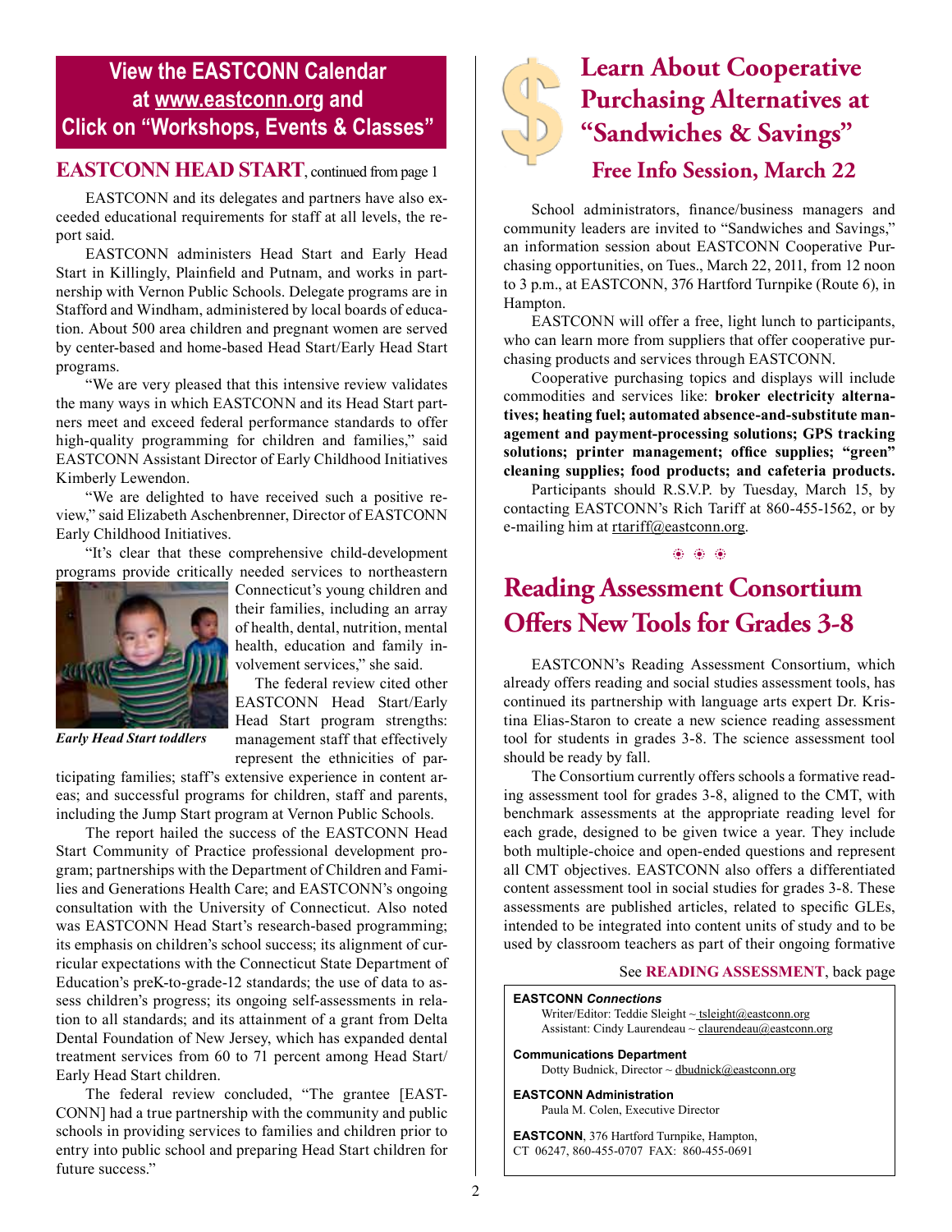**View the EASTCONN Calendar at www.eastconn.org and Click on "Workshops, Events & Classes"**

## EASTCONN HEAD START, continued from page 1

EASTCONN and its delegates and partners have also exceeded educational requirements for staff at all levels, the report said.

EASTCONN administers Head Start and Early Head Start in Killingly, Plainfield and Putnam, and works in partnership with Vernon Public Schools. Delegate programs are in Stafford and Windham, administered by local boards of education. About 500 area children and pregnant women are served by center-based and home-based Head Start/Early Head Start programs.

"We are very pleased that this intensive review validates the many ways in which EASTCONN and its Head Start partners meet and exceed federal performance standards to offer high-quality programming for children and families," said EASTCONN Assistant Director of Early Childhood Initiatives Kimberly Lewendon.

"We are delighted to have received such a positive review," said Elizabeth Aschenbrenner, Director of EASTCONN Early Childhood Initiatives.

"It's clear that these comprehensive child-development programs provide critically needed services to northeastern Connecticut's young children and their families, including an array of health, dental, nutrition, mental health, education and family involvement services," she said.

*Early Head Start toddlers*

The federal review cited other EASTCONN Head Start/Early Head Start program strengths: management staff that effectively represent the ethnicities of participating families; staff's extensive experience in content areas; and successful programs for children, staff and parents, including the Jump Start program at Vernon Public Schools.

The report hailed the success of the EASTCONN Head Start Community of Practice professional development program; partnerships with the Department of Children and Families and Generations Health Care; and EASTCONN's ongoing consultation with the University of Connecticut. Also noted was EASTCONN Head Start's research-based programming; its emphasis on children's school success; its alignment of curricular expectations with the Connecticut State Department of Education's preK-to-grade-12 standards; the use of data to assess children's progress; its ongoing self-assessments in relation to all standards; and its attainment of a grant from Delta Dental Foundation of New Jersey, which has expanded dental treatment services from 60 to 71 percent among Head Start/Early Head Start children.

The federal review concluded, "The grantee [EASTCONN] had a true partnership with the community and public schools in providing services to families and children prior to entry into public school and preparing Head Start children for future success."

# Learn About Cooperative Purchasing Alternatives at "Sandwiches & Savings"

## Free Info Session, March 22

School administrators, finance/business managers and community leaders are invited to "Sandwiches and Savings," an information session about EASTCONN Cooperative Purchasing opportunities, on Tues., March 22, 2011, from 12 noon to 3 p.m., at EASTCONN, 376 Hartford Turnpike (Route 6), in Hampton.

EASTCONN will offer a free, light lunch to participants, who can learn more from suppliers that offer cooperative purchasing products and services through EASTCONN.

Cooperative purchasing topics and displays will include commodities and services like: **broker electricity alternatives; heating fuel; automated absence-and-substitute management and payment-processing solutions; GPS tracking solutions; printer management; office supplies; "green" cleaning supplies; food products; and cafeteria products.**

Participants should R.S.V.P. by Tuesday, March 15, by contacting EASTCONN's Rich Tariff at 860-455-1562, or by e-mailing him at rtariff@eastconn.org.

# Reading Assessment Consortium Offers New Tools for Grades 3-8

EASTCONN's Reading Assessment Consortium, which already offers reading and social studies assessment tools, has continued its partnership with language arts expert Dr. Kristina Elias-Staron to create a new science reading assessment tool for students in grades 3-8. The science assessment tool should be ready by fall.

The Consortium currently offers schools a formative reading assessment tool for grades 3-8, aligned to the CMT, with benchmark assessments at the appropriate reading level for each grade, designed to be given twice a year. They include both multiple-choice and open-ended questions and represent all CMT objectives. EASTCONN also offers a differentiated content assessment tool in social studies for grades 3-8. These assessments are published articles, related to specific GLEs, intended to be integrated into content units of study and to be used by classroom teachers as part of their ongoing formative

See **READING ASSESSMENT**, back page

**EASTCONN *Connections***
Writer/Editor: Teddie Sleight ~ tsleight@eastconn.org
Assistant: Cindy Laurendeau ~ claurendeau@eastconn.org

**Communications Department**
Dotty Budnick, Director ~ dbudnick@eastconn.org

**EASTCONN Administration**
Paula M. Colen, Executive Director

**EASTCONN**, 376 Hartford Turnpike, Hampton, CT 06247, 860-455-0707 FAX: 860-455-0691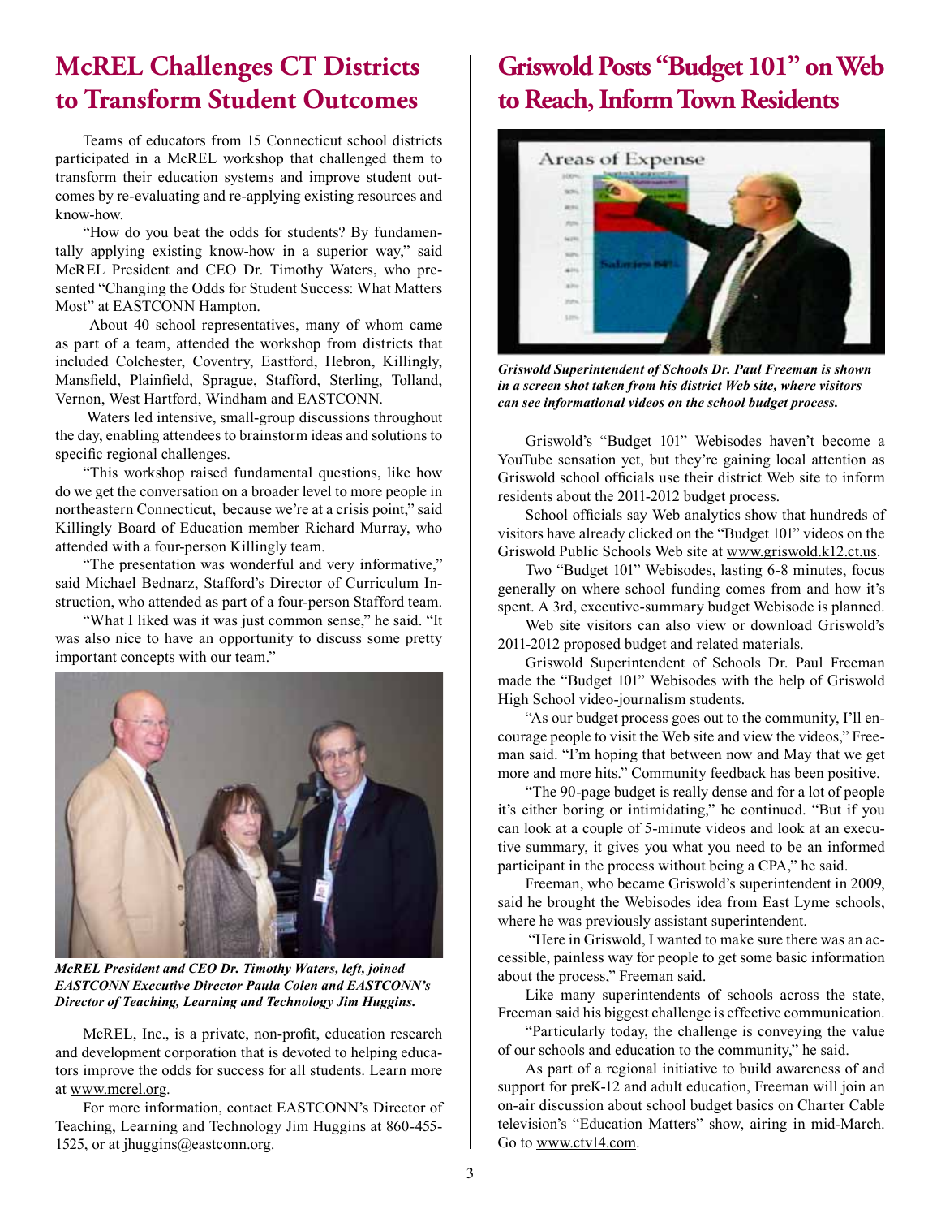## McREL Challenges CT Districts to Transform Student Outcomes

Teams of educators from 15 Connecticut school districts participated in a McREL workshop that challenged them to transform their education systems and improve student outcomes by re-evaluating and re-applying existing resources and know-how.

"How do you beat the odds for students? By fundamentally applying existing know-how in a superior way," said McREL President and CEO Dr. Timothy Waters, who presented "Changing the Odds for Student Success: What Matters Most" at EASTCONN Hampton.

About 40 school representatives, many of whom came as part of a team, attended the workshop from districts that included Colchester, Coventry, Eastford, Hebron, Killingly, Mansfield, Plainfield, Sprague, Stafford, Sterling, Tolland, Vernon, West Hartford, Windham and EASTCONN.

Waters led intensive, small-group discussions throughout the day, enabling attendees to brainstorm ideas and solutions to specific regional challenges.

"This workshop raised fundamental questions, like how do we get the conversation on a broader level to more people in northeastern Connecticut, because we're at a crisis point," said Killingly Board of Education member Richard Murray, who attended with a four-person Killingly team.

"The presentation was wonderful and very informative," said Michael Bednarz, Stafford's Director of Curriculum Instruction, who attended as part of a four-person Stafford team.

"What I liked was it was just common sense," he said. "It was also nice to have an opportunity to discuss some pretty important concepts with our team."

***McREL President and CEO Dr. Timothy Waters, left, joined EASTCONN Executive Director Paula Colen and EASTCONN's Director of Teaching, Learning and Technology Jim Huggins.***

McREL, Inc., is a private, non-profit, education research and development corporation that is devoted to helping educators improve the odds for success for all students. Learn more at www.mcrel.org.

For more information, contact EASTCONN's Director of Teaching, Learning and Technology Jim Huggins at 860-455-1525, or at jhuggins@eastconn.org.

## Griswold Posts "Budget 101" on Web to Reach, Inform Town Residents

***Griswold Superintendent of Schools Dr. Paul Freeman is shown in a screen shot taken from his district Web site, where visitors can see informational videos on the school budget process.***

Griswold's "Budget 101" Webisodes haven't become a YouTube sensation yet, but they're gaining local attention as Griswold school officials use their district Web site to inform residents about the 2011-2012 budget process.

School officials say Web analytics show that hundreds of visitors have already clicked on the "Budget 101" videos on the Griswold Public Schools Web site at www.griswold.k12.ct.us.

Two "Budget 101" Webisodes, lasting 6-8 minutes, focus generally on where school funding comes from and how it's spent. A 3rd, executive-summary budget Webisode is planned.

Web site visitors can also view or download Griswold's 2011-2012 proposed budget and related materials.

Griswold Superintendent of Schools Dr. Paul Freeman made the "Budget 101" Webisodes with the help of Griswold High School video-journalism students.

"As our budget process goes out to the community, I'll encourage people to visit the Web site and view the videos," Freeman said. "I'm hoping that between now and May that we get more and more hits." Community feedback has been positive.

"The 90-page budget is really dense and for a lot of people it's either boring or intimidating," he continued. "But if you can look at a couple of 5-minute videos and look at an executive summary, it gives you what you need to be an informed participant in the process without being a CPA," he said.

Freeman, who became Griswold's superintendent in 2009, said he brought the Webisodes idea from East Lyme schools, where he was previously assistant superintendent.

"Here in Griswold, I wanted to make sure there was an accessible, painless way for people to get some basic information about the process," Freeman said.

Like many superintendents of schools across the state, Freeman said his biggest challenge is effective communication.

"Particularly today, the challenge is conveying the value of our schools and education to the community," he said.

As part of a regional initiative to build awareness of and support for preK-12 and adult education, Freeman will join an on-air discussion about school budget basics on Charter Cable television's "Education Matters" show, airing in mid-March. Go to www.ctv14.com.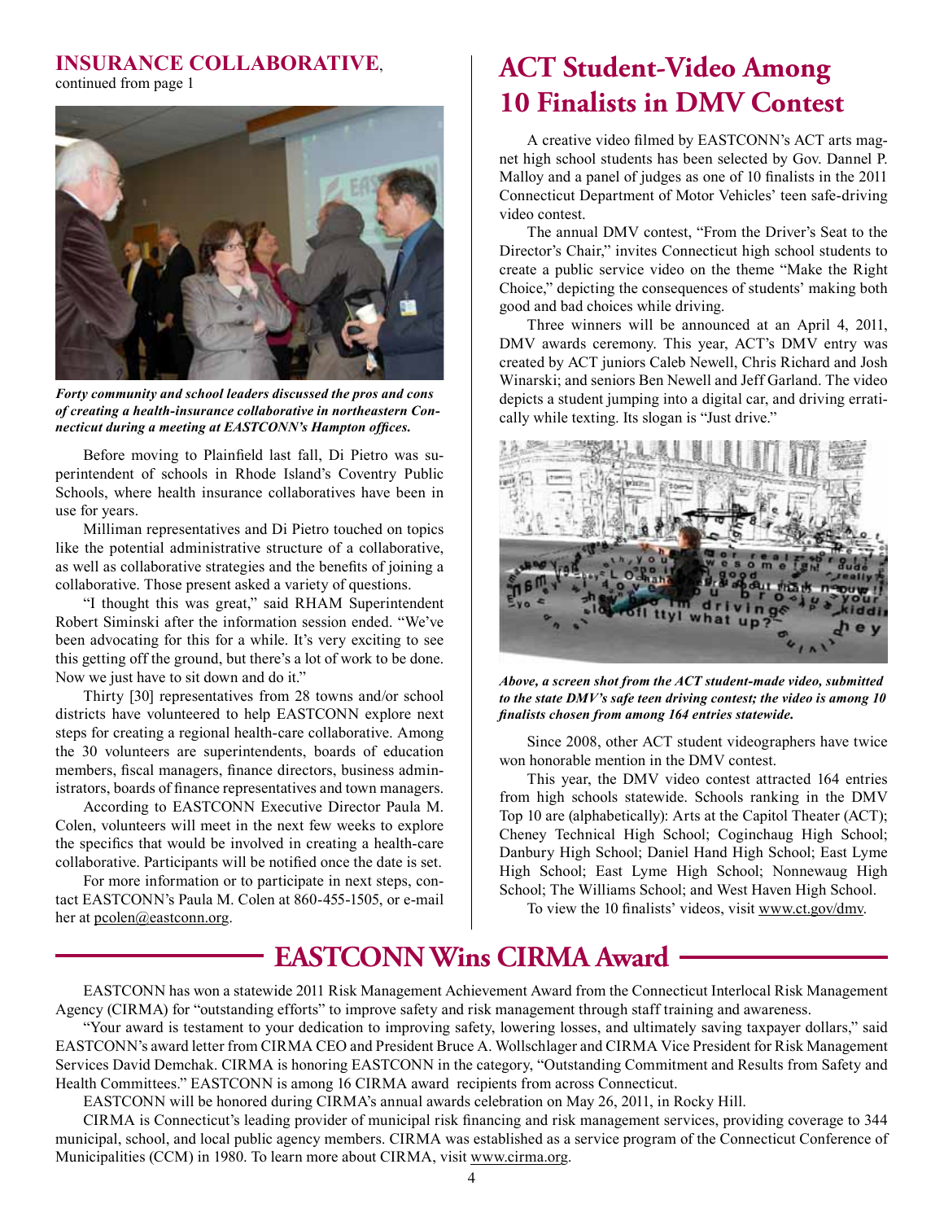## INSURANCE COLLABORATIVE,

continued from page 1

*Forty community and school leaders discussed the pros and cons of creating a health-insurance collaborative in northeastern Connecticut during a meeting at EASTCONN's Hampton offices.*

Before moving to Plainfield last fall, Di Pietro was superintendent of schools in Rhode Island's Coventry Public Schools, where health insurance collaboratives have been in use for years.

Milliman representatives and Di Pietro touched on topics like the potential administrative structure of a collaborative, as well as collaborative strategies and the benefits of joining a collaborative. Those present asked a variety of questions.

"I thought this was great," said RHAM Superintendent Robert Siminski after the information session ended. "We've been advocating for this for a while. It's very exciting to see this getting off the ground, but there's a lot of work to be done. Now we just have to sit down and do it."

Thirty [30] representatives from 28 towns and/or school districts have volunteered to help EASTCONN explore next steps for creating a regional health-care collaborative. Among the 30 volunteers are superintendents, boards of education members, fiscal managers, finance directors, business administrators, boards of finance representatives and town managers.

According to EASTCONN Executive Director Paula M. Colen, volunteers will meet in the next few weeks to explore the specifics that would be involved in creating a health-care collaborative. Participants will be notified once the date is set.

For more information or to participate in next steps, contact EASTCONN's Paula M. Colen at 860-455-1505, or e-mail her at pcolen@eastconn.org.

# ACT Student-Video Among 10 Finalists in DMV Contest

A creative video filmed by EASTCONN's ACT arts magnet high school students has been selected by Gov. Dannel P. Malloy and a panel of judges as one of 10 finalists in the 2011 Connecticut Department of Motor Vehicles' teen safe-driving video contest.

The annual DMV contest, "From the Driver's Seat to the Director's Chair," invites Connecticut high school students to create a public service video on the theme "Make the Right Choice," depicting the consequences of students' making both good and bad choices while driving.

Three winners will be announced at an April 4, 2011, DMV awards ceremony. This year, ACT's DMV entry was created by ACT juniors Caleb Newell, Chris Richard and Josh Winarski; and seniors Ben Newell and Jeff Garland. The video depicts a student jumping into a digital car, and driving erratically while texting. Its slogan is "Just drive."

*Above, a screen shot from the ACT student-made video, submitted to the state DMV's safe teen driving contest; the video is among 10 finalists chosen from among 164 entries statewide.*

Since 2008, other ACT student videographers have twice won honorable mention in the DMV contest.

This year, the DMV video contest attracted 164 entries from high schools statewide. Schools ranking in the DMV Top 10 are (alphabetically): Arts at the Capitol Theater (ACT); Cheney Technical High School; Coginchaug High School; Danbury High School; Daniel Hand High School; East Lyme High School; East Lyme High School; Nonnewaug High School; The Williams School; and West Haven High School.

To view the 10 finalists' videos, visit www.ct.gov/dmv.

## EASTCONN Wins CIRMA Award

EASTCONN has won a statewide 2011 Risk Management Achievement Award from the Connecticut Interlocal Risk Management Agency (CIRMA) for "outstanding efforts" to improve safety and risk management through staff training and awareness.

"Your award is testament to your dedication to improving safety, lowering losses, and ultimately saving taxpayer dollars," said EASTCONN's award letter from CIRMA CEO and President Bruce A. Wollschlager and CIRMA Vice President for Risk Management Services David Demchak. CIRMA is honoring EASTCONN in the category, "Outstanding Commitment and Results from Safety and Health Committees." EASTCONN is among 16 CIRMA award recipients from across Connecticut.

EASTCONN will be honored during CIRMA's annual awards celebration on May 26, 2011, in Rocky Hill.

CIRMA is Connecticut's leading provider of municipal risk financing and risk management services, providing coverage to 344 municipal, school, and local public agency members. CIRMA was established as a service program of the Connecticut Conference of Municipalities (CCM) in 1980. To learn more about CIRMA, visit www.cirma.org.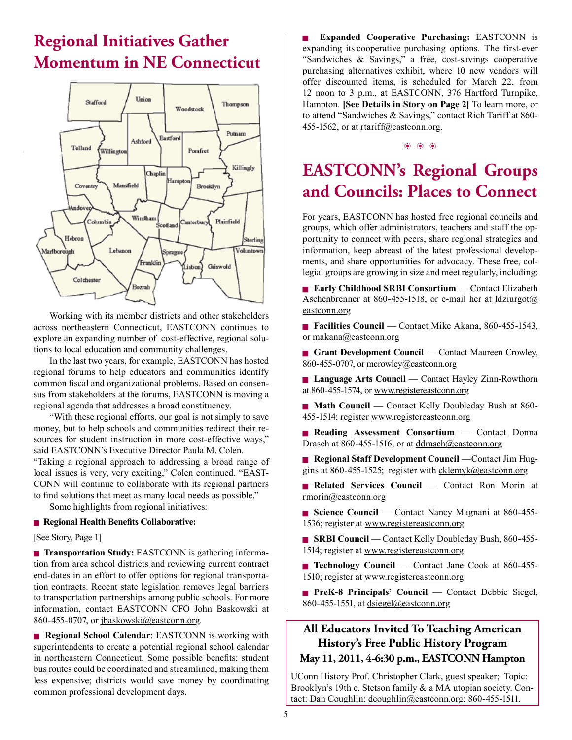# Regional Initiatives Gather Momentum in NE Connecticut

Working with its member districts and other stakeholders across northeastern Connecticut, EASTCONN continues to explore an expanding number of cost-effective, regional solutions to local education and community challenges.

In the last two years, for example, EASTCONN has hosted regional forums to help educators and communities identify common fiscal and organizational problems. Based on consensus from stakeholders at the forums, EASTCONN is moving a regional agenda that addresses a broad constituency.

"With these regional efforts, our goal is not simply to save money, but to help schools and communities redirect their resources for student instruction in more cost-effective ways," said EASTCONN's Executive Director Paula M. Colen. "Taking a regional approach to addressing a broad range of local issues is very, very exciting," Colen continued. "EASTCONN will continue to collaborate with its regional partners to find solutions that meet as many local needs as possible."

Some highlights from regional initiatives:

- **Regional Health Benefits Collaborative:**

[See Story, Page 1]

- **Transportation Study:** EASTCONN is gathering information from area school districts and reviewing current contract end-dates in an effort to offer options for regional transportation contracts. Recent state legislation removes legal barriers to transportation partnerships among public schools. For more information, contact EASTCONN CFO John Baskowski at 860-455-0707, or jbaskowski@eastconn.org.

- **Regional School Calendar**: EASTCONN is working with superintendents to create a potential regional school calendar in northeastern Connecticut. Some possible benefits: student bus routes could be coordinated and streamlined, making them less expensive; districts would save money by coordinating common professional development days.

- **Expanded Cooperative Purchasing:** EASTCONN is expanding its cooperative purchasing options. The first-ever "Sandwiches & Savings," a free, cost-savings cooperative purchasing alternatives exhibit, where 10 new vendors will offer discounted items, is scheduled for March 22, from 12 noon to 3 p.m., at EASTCONN, 376 Hartford Turnpike, Hampton. **[See Details in Story on Page 2]** To learn more, or to attend "Sandwiches & Savings," contact Rich Tariff at 860-455-1562, or at rtariff@eastconn.org.

# EASTCONN's Regional Groups and Councils: Places to Connect

For years, EASTCONN has hosted free regional councils and groups, which offer administrators, teachers and staff the opportunity to connect with peers, share regional strategies and information, keep abreast of the latest professional developments, and share opportunities for advocacy. These free, collegial groups are growing in size and meet regularly, including:

- **Early Childhood SRBI Consortium** — Contact Elizabeth Aschenbrenner at 860-455-1518, or e-mail her at ldziurgot@eastconn.org
- **Facilities Council** — Contact Mike Akana, 860-455-1543, or makana@eastconn.org
- **Grant Development Council** — Contact Maureen Crowley, 860-455-0707, or mcrowley@eastconn.org
- **Language Arts Council** — Contact Hayley Zinn-Rowthorn at 860-455-1574, or www.registereastconn.org
- **Math Council** — Contact Kelly Doubleday Bush at 860-455-1514; register www.registereastconn.org
- **Reading Assessment Consortium** — Contact Donna Drasch at 860-455-1516, or at ddrasch@eastconn.org
- **Regional Staff Development Council** —Contact Jim Huggins at 860-455-1525; register with cklemyk@eastconn.org
- **Related Services Council** — Contact Ron Morin at rmorin@eastconn.org
- **Science Council** — Contact Nancy Magnani at 860-455-1536; register at www.registereastconn.org
- **SRBI Council** — Contact Kelly Doubleday Bush, 860-455-1514; register at www.registereastconn.org
- **Technology Council** — Contact Jane Cook at 860-455-1510; register at www.registereastconn.org
- **PreK-8 Principals' Council** — Contact Debbie Siegel, 860-455-1551, at dsiegel@eastconn.org

## All Educators Invited To Teaching American History's Free Public History Program

**May 11, 2011, 4-6:30 p.m., EASTCONN Hampton**

UConn History Prof. Christopher Clark, guest speaker; Topic: Brooklyn's 19th c. Stetson family & a MA utopian society. Contact: Dan Coughlin: dcoughlin@eastconn.org; 860-455-1511.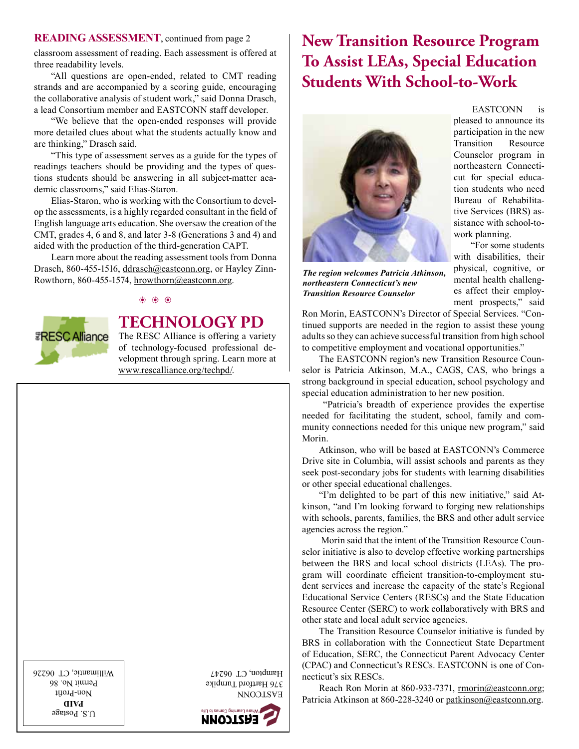**READING ASSESSMENT**, continued from page 2

classroom assessment of reading. Each assessment is offered at three readability levels.

"All questions are open-ended, related to CMT reading strands and are accompanied by a scoring guide, encouraging the collaborative analysis of student work," said Donna Drasch, a lead Consortium member and EASTCONN staff developer.

"We believe that the open-ended responses will provide more detailed clues about what the students actually know and are thinking," Drasch said.

"This type of assessment serves as a guide for the types of readings teachers should be providing and the types of questions students should be answering in all subject-matter academic classrooms," said Elias-Staron.

Elias-Staron, who is working with the Consortium to develop the assessments, is a highly regarded consultant in the field of English language arts education. She oversaw the creation of the CMT, grades 4, 6 and 8, and later 3-8 (Generations 3 and 4) and aided with the production of the third-generation CAPT.

Learn more about the reading assessment tools from Donna Drasch, 860-455-1516, ddrasch@eastconn.org, or Hayley Zinn-Rowthorn, 860-455-1574, hrowthorn@eastconn.org.

## TECHNOLOGY PD

The RESC Alliance is offering a variety of technology-focused professional development through spring. Learn more at www.rescalliance.org/techpd/.

EASTCONN
376 Hartford Turnpike
Hampton, CT 06247

U.S. Postage
**PAID**
Non-Profit
Permit No. 86
Willimantic, CT 06226

# New Transition Resource Program To Assist LEAs, Special Education Students With School-to-Work

*The region welcomes Patricia Atkinson, northeastern Connecticut's new Transition Resource Counselor*

EASTCONN is pleased to announce its participation in the new Transition Resource Counselor program in northeastern Connecticut for special education students who need Bureau of Rehabilitative Services (BRS) assistance with school-to-work planning.

"For some students with disabilities, their physical, cognitive, or mental health challenges affect their employment prospects," said Ron Morin, EASTCONN's Director of Special Services. "Continued supports are needed in the region to assist these young adults so they can achieve successful transition from high school to competitive employment and vocational opportunities."

The EASTCONN region's new Transition Resource Counselor is Patricia Atkinson, M.A., CAGS, CAS, who brings a strong background in special education, school psychology and special education administration to her new position.

"Patricia's breadth of experience provides the expertise needed for facilitating the student, school, family and community connections needed for this unique new program," said Morin.

Atkinson, who will be based at EASTCONN's Commerce Drive site in Columbia, will assist schools and parents as they seek post-secondary jobs for students with learning disabilities or other special educational challenges.

"I'm delighted to be part of this new initiative," said Atkinson, "and I'm looking forward to forging new relationships with schools, parents, families, the BRS and other adult service agencies across the region."

Morin said that the intent of the Transition Resource Counselor initiative is also to develop effective working partnerships between the BRS and local school districts (LEAs). The program will coordinate efficient transition-to-employment student services and increase the capacity of the state's Regional Educational Service Centers (RESCs) and the State Education Resource Center (SERC) to work collaboratively with BRS and other state and local adult service agencies.

The Transition Resource Counselor initiative is funded by BRS in collaboration with the Connecticut State Department of Education, SERC, the Connecticut Parent Advocacy Center (CPAC) and Connecticut's RESCs. EASTCONN is one of Connecticut's six RESCs.

Reach Ron Morin at 860-933-7371, rmorin@eastconn.org; Patricia Atkinson at 860-228-3240 or patkinson@eastconn.org.